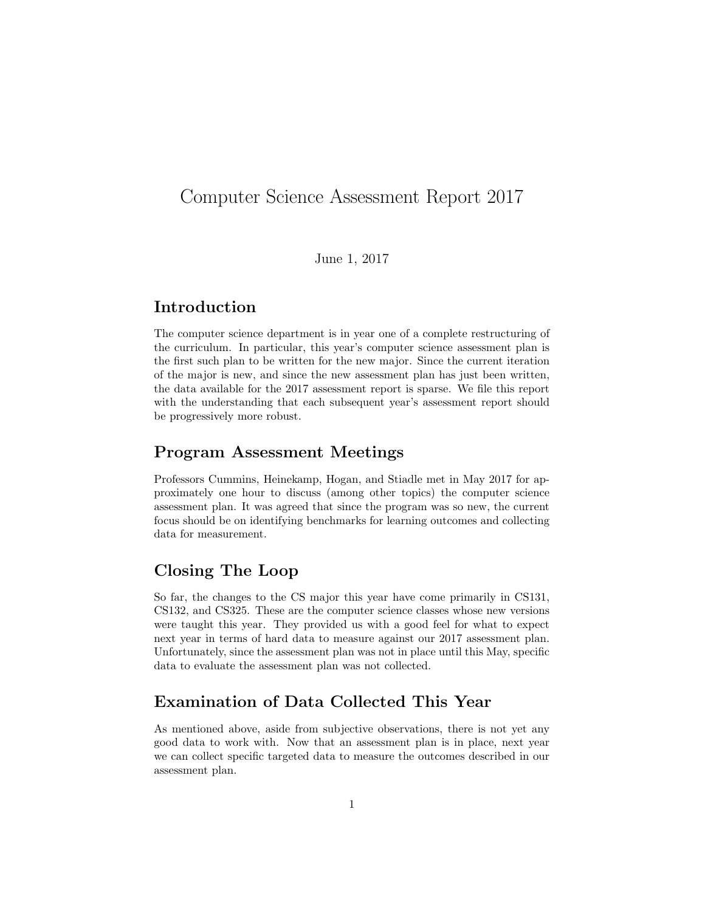# Computer Science Assessment Report 2017

June 1, 2017

## Introduction

The computer science department is in year one of a complete restructuring of the curriculum. In particular, this year's computer science assessment plan is the first such plan to be written for the new major. Since the current iteration of the major is new, and since the new assessment plan has just been written, the data available for the 2017 assessment report is sparse. We file this report with the understanding that each subsequent year's assessment report should be progressively more robust.

## Program Assessment Meetings

Professors Cummins, Heinekamp, Hogan, and Stiadle met in May 2017 for approximately one hour to discuss (among other topics) the computer science assessment plan. It was agreed that since the program was so new, the current focus should be on identifying benchmarks for learning outcomes and collecting data for measurement.

## Closing The Loop

So far, the changes to the CS major this year have come primarily in CS131, CS132, and CS325. These are the computer science classes whose new versions were taught this year. They provided us with a good feel for what to expect next year in terms of hard data to measure against our 2017 assessment plan. Unfortunately, since the assessment plan was not in place until this May, specific data to evaluate the assessment plan was not collected.

## Examination of Data Collected This Year

As mentioned above, aside from subjective observations, there is not yet any good data to work with. Now that an assessment plan is in place, next year we can collect specific targeted data to measure the outcomes described in our assessment plan.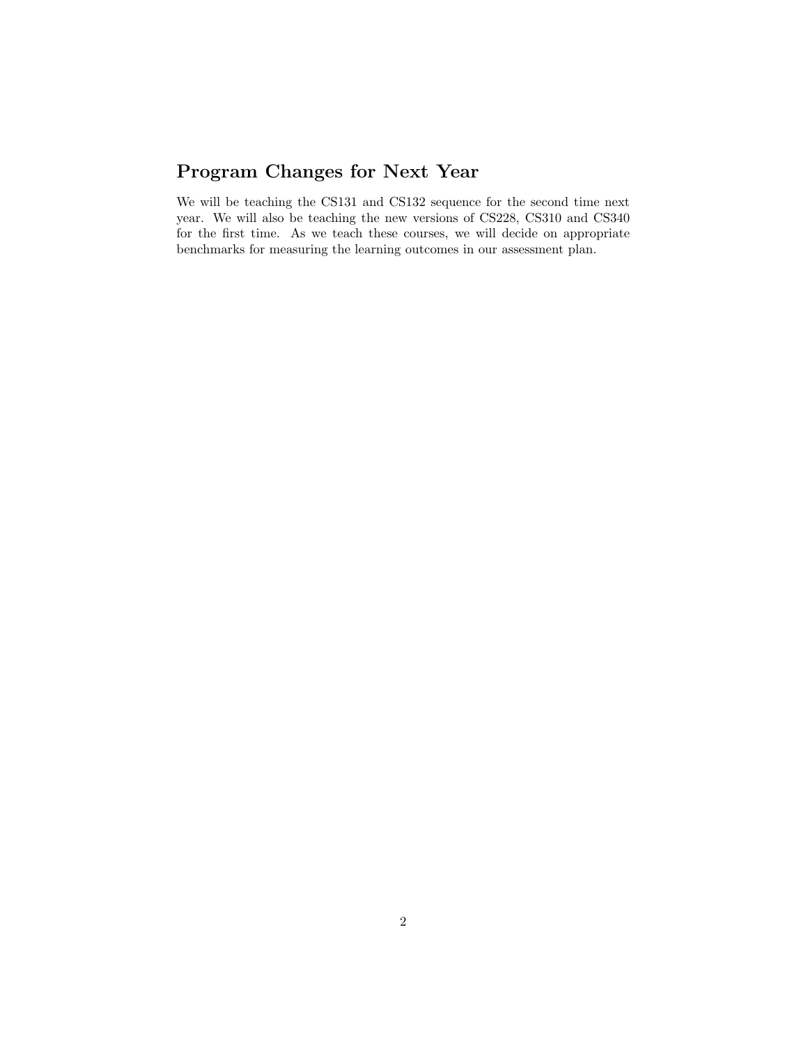## Program Changes for Next Year

We will be teaching the CS131 and CS132 sequence for the second time next year. We will also be teaching the new versions of CS228, CS310 and CS340 for the first time. As we teach these courses, we will decide on appropriate benchmarks for measuring the learning outcomes in our assessment plan.